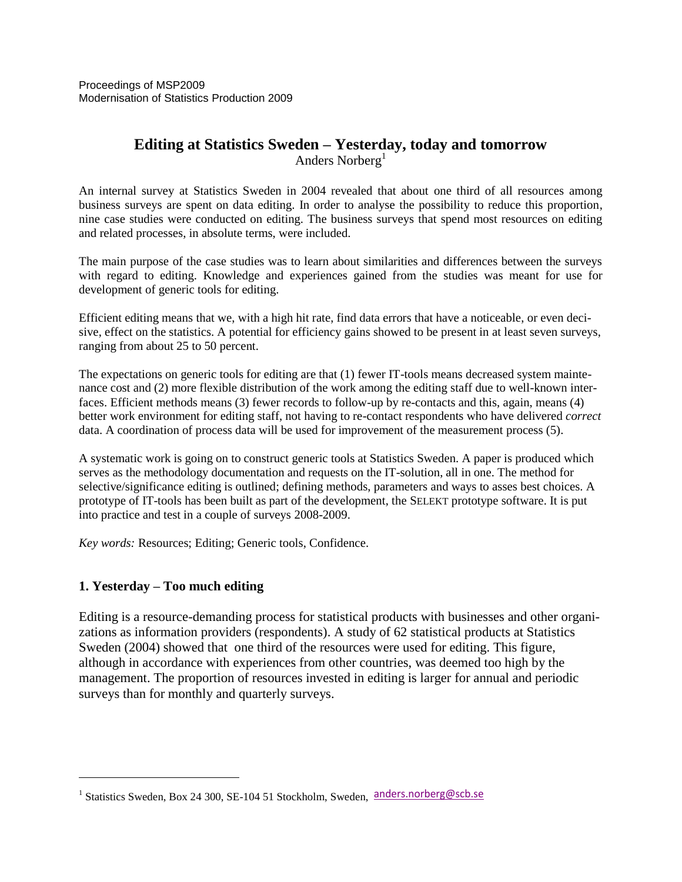Proceedings of MSP2009
Modernisation of Statistics Production 2009

# Editing at Statistics Sweden – Yesterday, today and tomorrow

Anders Norberg[1]

An internal survey at Statistics Sweden in 2004 revealed that about one third of all resources among business surveys are spent on data editing. In order to analyse the possibility to reduce this proportion, nine case studies were conducted on editing. The business surveys that spend most resources on editing and related processes, in absolute terms, were included.

The main purpose of the case studies was to learn about similarities and differences between the surveys with regard to editing. Knowledge and experiences gained from the studies was meant for use for development of generic tools for editing.

Efficient editing means that we, with a high hit rate, find data errors that have a noticeable, or even decisive, effect on the statistics. A potential for efficiency gains showed to be present in at least seven surveys, ranging from about 25 to 50 percent.

The expectations on generic tools for editing are that (1) fewer IT-tools means decreased system maintenance cost and (2) more flexible distribution of the work among the editing staff due to well-known interfaces. Efficient methods means (3) fewer records to follow-up by re-contacts and this, again, means (4) better work environment for editing staff, not having to re-contact respondents who have delivered *correct* data. A coordination of process data will be used for improvement of the measurement process (5).

A systematic work is going on to construct generic tools at Statistics Sweden. A paper is produced which serves as the methodology documentation and requests on the IT-solution, all in one. The method for selective/significance editing is outlined; defining methods, parameters and ways to asses best choices. A prototype of IT-tools has been built as part of the development, the SELEKT prototype software. It is put into practice and test in a couple of surveys 2008-2009.

*Key words:* Resources; Editing; Generic tools, Confidence.

## 1. Yesterday – Too much editing

Editing is a resource-demanding process for statistical products with businesses and other organizations as information providers (respondents). A study of 62 statistical products at Statistics Sweden (2004) showed that one third of the resources were used for editing. This figure, although in accordance with experiences from other countries, was deemed too high by the management. The proportion of resources invested in editing is larger for annual and periodic surveys than for monthly and quarterly surveys.

---

[1] Statistics Sweden, Box 24 300, SE-104 51 Stockholm, Sweden, anders.norberg@scb.se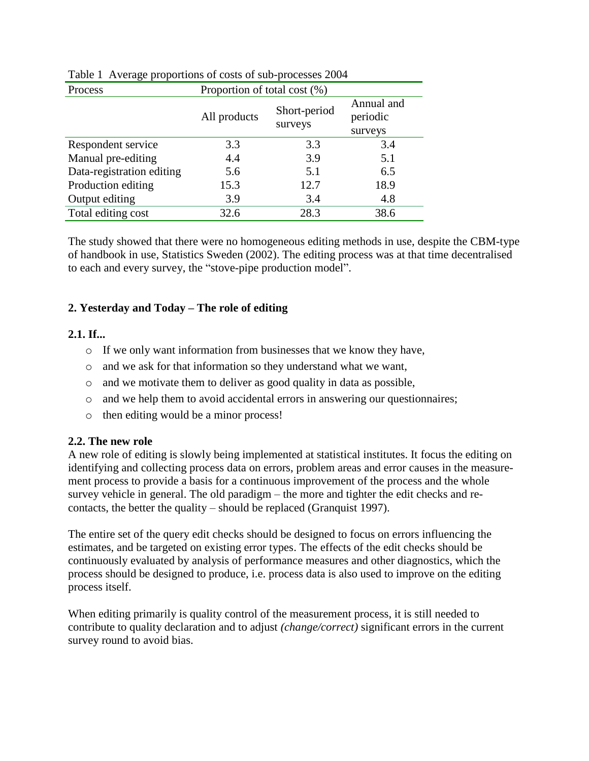Table 1 Average proportions of costs of sub-processes 2004

| Process | Proportion of total cost (%) | | |
|---|---|---|---|
| | All products | Short-period surveys | Annual and periodic surveys |
| Respondent service | 3.3 | 3.3 | 3.4 |
| Manual pre-editing | 4.4 | 3.9 | 5.1 |
| Data-registration editing | 5.6 | 5.1 | 6.5 |
| Production editing | 15.3 | 12.7 | 18.9 |
| Output editing | 3.9 | 3.4 | 4.8 |
| Total editing cost | 32.6 | 28.3 | 38.6 |

The study showed that there were no homogeneous editing methods in use, despite the CBM-type of handbook in use, Statistics Sweden (2002). The editing process was at that time decentralised to each and every survey, the "stove-pipe production model".

## 2. Yesterday and Today – The role of editing

### 2.1. If...

- If we only want information from businesses that we know they have,
- and we ask for that information so they understand what we want,
- and we motivate them to deliver as good quality in data as possible,
- and we help them to avoid accidental errors in answering our questionnaires;
- then editing would be a minor process!

### 2.2. The new role

A new role of editing is slowly being implemented at statistical institutes. It focus the editing on identifying and collecting process data on errors, problem areas and error causes in the measurement process to provide a basis for a continuous improvement of the process and the whole survey vehicle in general. The old paradigm – the more and tighter the edit checks and re-contacts, the better the quality – should be replaced (Granquist 1997).

The entire set of the query edit checks should be designed to focus on errors influencing the estimates, and be targeted on existing error types. The effects of the edit checks should be continuously evaluated by analysis of performance measures and other diagnostics, which the process should be designed to produce, i.e. process data is also used to improve on the editing process itself.

When editing primarily is quality control of the measurement process, it is still needed to contribute to quality declaration and to adjust *(change/correct)* significant errors in the current survey round to avoid bias.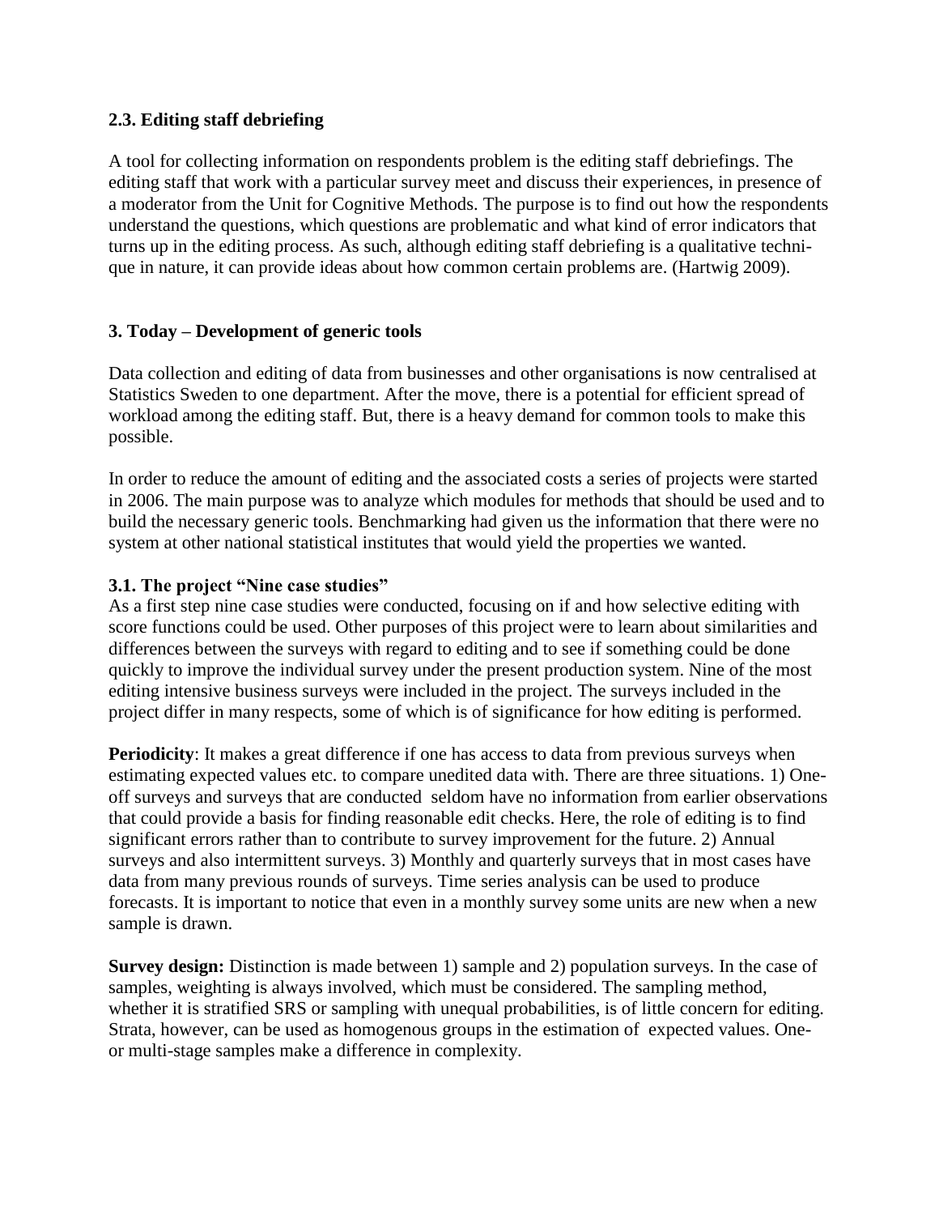### 2.3. Editing staff debriefing

A tool for collecting information on respondents problem is the editing staff debriefings. The editing staff that work with a particular survey meet and discuss their experiences, in presence of a moderator from the Unit for Cognitive Methods. The purpose is to find out how the respondents understand the questions, which questions are problematic and what kind of error indicators that turns up in the editing process. As such, although editing staff debriefing is a qualitative technique in nature, it can provide ideas about how common certain problems are. (Hartwig 2009).

## 3. Today – Development of generic tools

Data collection and editing of data from businesses and other organisations is now centralised at Statistics Sweden to one department. After the move, there is a potential for efficient spread of workload among the editing staff. But, there is a heavy demand for common tools to make this possible.

In order to reduce the amount of editing and the associated costs a series of projects were started in 2006. The main purpose was to analyze which modules for methods that should be used and to build the necessary generic tools. Benchmarking had given us the information that there were no system at other national statistical institutes that would yield the properties we wanted.

### 3.1. The project "Nine case studies"

As a first step nine case studies were conducted, focusing on if and how selective editing with score functions could be used. Other purposes of this project were to learn about similarities and differences between the surveys with regard to editing and to see if something could be done quickly to improve the individual survey under the present production system. Nine of the most editing intensive business surveys were included in the project. The surveys included in the project differ in many respects, some of which is of significance for how editing is performed.

**Periodicity**: It makes a great difference if one has access to data from previous surveys when estimating expected values etc. to compare unedited data with. There are three situations. 1) One-off surveys and surveys that are conducted seldom have no information from earlier observations that could provide a basis for finding reasonable edit checks. Here, the role of editing is to find significant errors rather than to contribute to survey improvement for the future. 2) Annual surveys and also intermittent surveys. 3) Monthly and quarterly surveys that in most cases have data from many previous rounds of surveys. Time series analysis can be used to produce forecasts. It is important to notice that even in a monthly survey some units are new when a new sample is drawn.

**Survey design:** Distinction is made between 1) sample and 2) population surveys. In the case of samples, weighting is always involved, which must be considered. The sampling method, whether it is stratified SRS or sampling with unequal probabilities, is of little concern for editing. Strata, however, can be used as homogenous groups in the estimation of expected values. One- or multi-stage samples make a difference in complexity.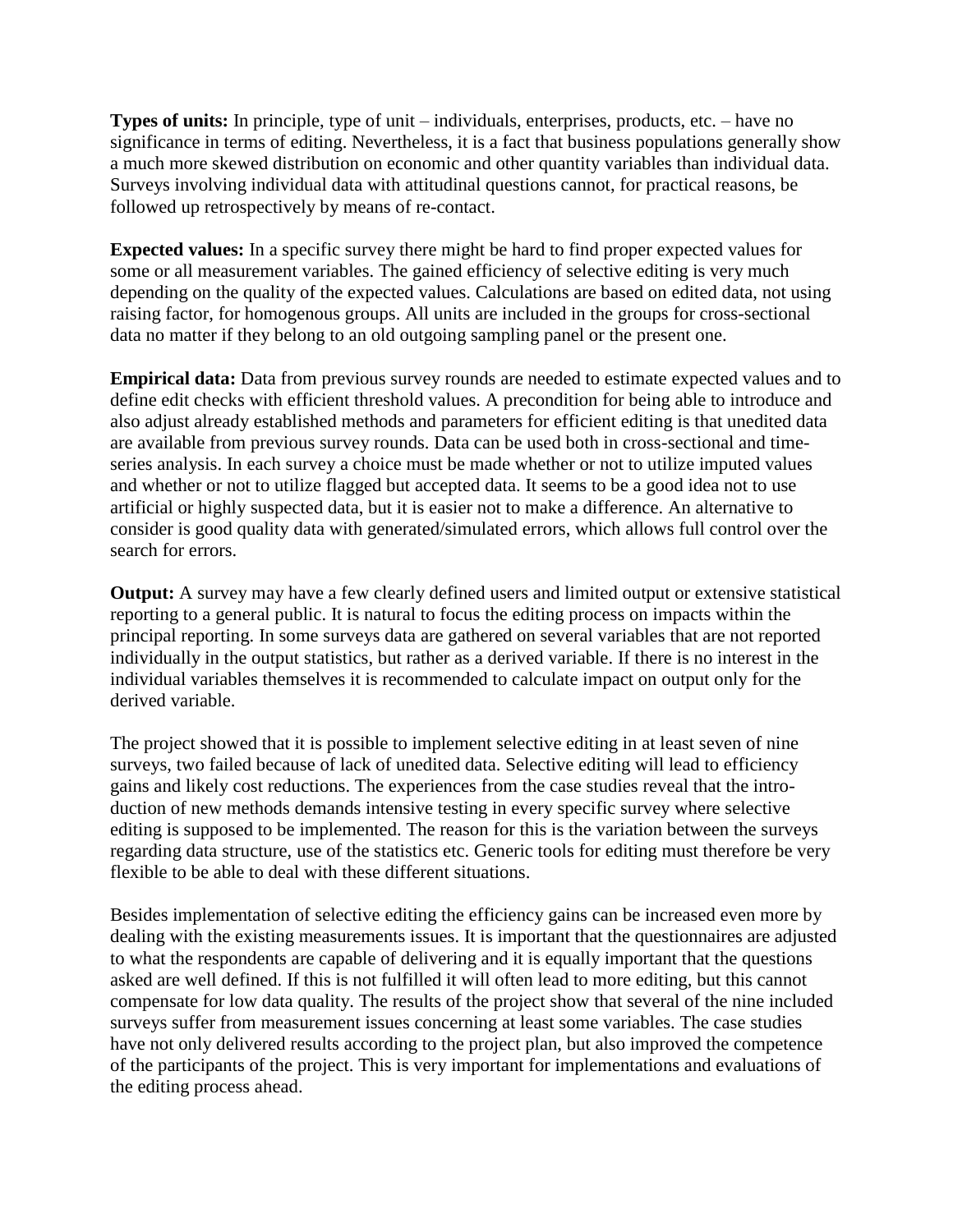**Types of units:** In principle, type of unit – individuals, enterprises, products, etc. – have no significance in terms of editing. Nevertheless, it is a fact that business populations generally show a much more skewed distribution on economic and other quantity variables than individual data. Surveys involving individual data with attitudinal questions cannot, for practical reasons, be followed up retrospectively by means of re-contact.

**Expected values:** In a specific survey there might be hard to find proper expected values for some or all measurement variables. The gained efficiency of selective editing is very much depending on the quality of the expected values. Calculations are based on edited data, not using raising factor, for homogenous groups. All units are included in the groups for cross-sectional data no matter if they belong to an old outgoing sampling panel or the present one.

**Empirical data:** Data from previous survey rounds are needed to estimate expected values and to define edit checks with efficient threshold values. A precondition for being able to introduce and also adjust already established methods and parameters for efficient editing is that unedited data are available from previous survey rounds. Data can be used both in cross-sectional and time-series analysis. In each survey a choice must be made whether or not to utilize imputed values and whether or not to utilize flagged but accepted data. It seems to be a good idea not to use artificial or highly suspected data, but it is easier not to make a difference. An alternative to consider is good quality data with generated/simulated errors, which allows full control over the search for errors.

**Output:** A survey may have a few clearly defined users and limited output or extensive statistical reporting to a general public. It is natural to focus the editing process on impacts within the principal reporting. In some surveys data are gathered on several variables that are not reported individually in the output statistics, but rather as a derived variable. If there is no interest in the individual variables themselves it is recommended to calculate impact on output only for the derived variable.

The project showed that it is possible to implement selective editing in at least seven of nine surveys, two failed because of lack of unedited data. Selective editing will lead to efficiency gains and likely cost reductions. The experiences from the case studies reveal that the introduction of new methods demands intensive testing in every specific survey where selective editing is supposed to be implemented. The reason for this is the variation between the surveys regarding data structure, use of the statistics etc. Generic tools for editing must therefore be very flexible to be able to deal with these different situations.

Besides implementation of selective editing the efficiency gains can be increased even more by dealing with the existing measurements issues. It is important that the questionnaires are adjusted to what the respondents are capable of delivering and it is equally important that the questions asked are well defined. If this is not fulfilled it will often lead to more editing, but this cannot compensate for low data quality. The results of the project show that several of the nine included surveys suffer from measurement issues concerning at least some variables. The case studies have not only delivered results according to the project plan, but also improved the competence of the participants of the project. This is very important for implementations and evaluations of the editing process ahead.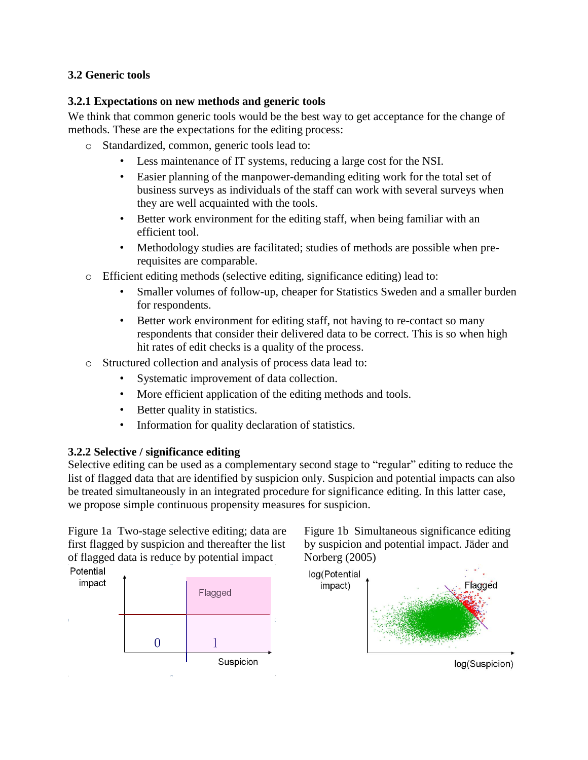### 3.2 Generic tools

#### 3.2.1 Expectations on new methods and generic tools

We think that common generic tools would be the best way to get acceptance for the change of methods. These are the expectations for the editing process:

- Standardized, common, generic tools lead to:
  - Less maintenance of IT systems, reducing a large cost for the NSI.
  - Easier planning of the manpower-demanding editing work for the total set of business surveys as individuals of the staff can work with several surveys when they are well acquainted with the tools.
  - Better work environment for the editing staff, when being familiar with an efficient tool.
  - Methodology studies are facilitated; studies of methods are possible when pre-requisites are comparable.
- Efficient editing methods (selective editing, significance editing) lead to:
  - Smaller volumes of follow-up, cheaper for Statistics Sweden and a smaller burden for respondents.
  - Better work environment for editing staff, not having to re-contact so many respondents that consider their delivered data to be correct. This is so when high hit rates of edit checks is a quality of the process.
- Structured collection and analysis of process data lead to:
  - Systematic improvement of data collection.
  - More efficient application of the editing methods and tools.
  - Better quality in statistics.
  - Information for quality declaration of statistics.

#### 3.2.2 Selective / significance editing

Selective editing can be used as a complementary second stage to "regular" editing to reduce the list of flagged data that are identified by suspicion only. Suspicion and potential impacts can also be treated simultaneously in an integrated procedure for significance editing. In this latter case, we propose simple continuous propensity measures for suspicion.

Figure 1a Two-stage selective editing; data are first flagged by suspicion and thereafter the list of flagged data is reduce by potential impact

Figure 1b Simultaneous significance editing by suspicion and potential impact. Jäder and Norberg (2005)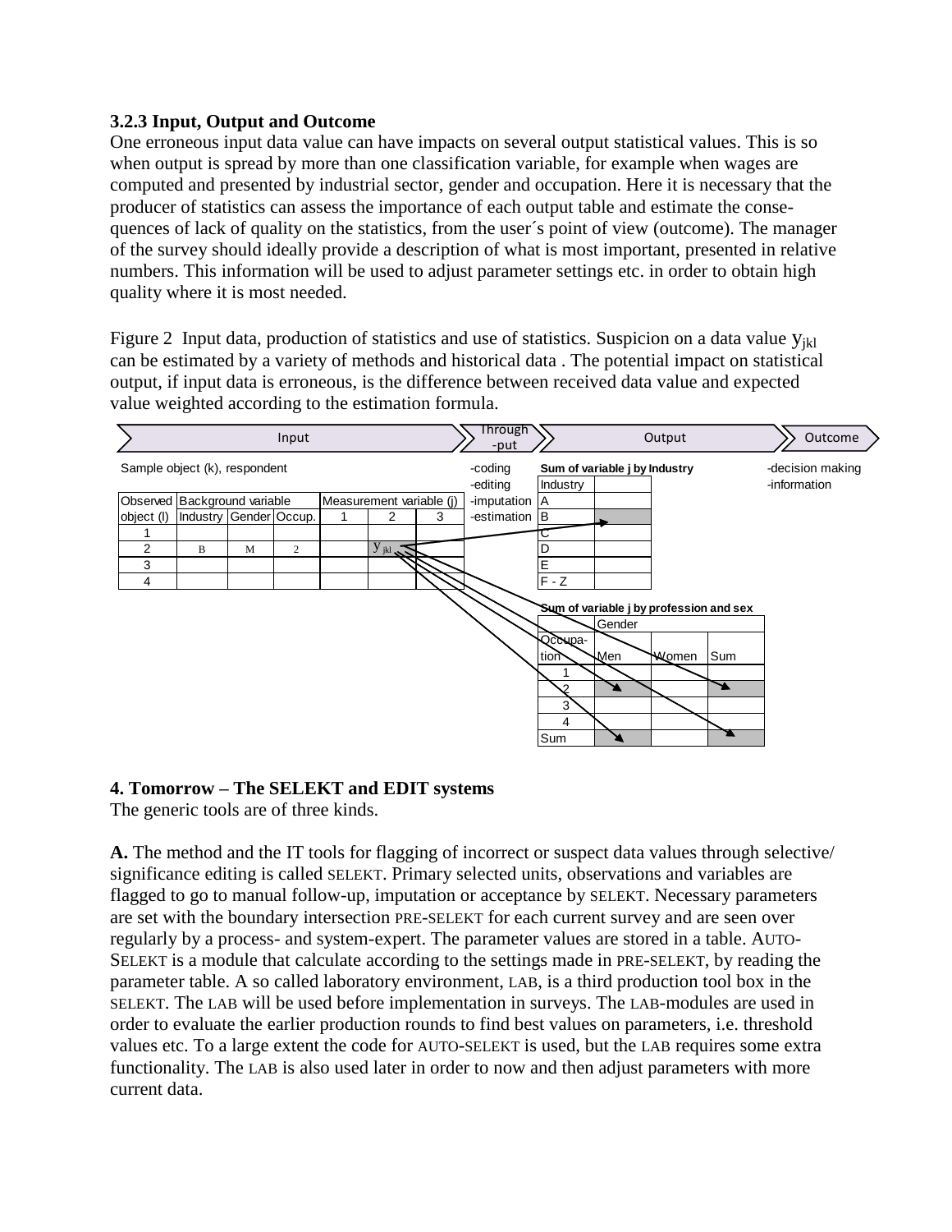### 3.2.3 Input, Output and Outcome

One erroneous input data value can have impacts on several output statistical values. This is so when output is spread by more than one classification variable, for example when wages are computed and presented by industrial sector, gender and occupation. Here it is necessary that the producer of statistics can assess the importance of each output table and estimate the consequences of lack of quality on the statistics, from the user´s point of view (outcome). The manager of the survey should ideally provide a description of what is most important, presented in relative numbers. This information will be used to adjust parameter settings etc. in order to obtain high quality where it is most needed.

Figure 2 Input data, production of statistics and use of statistics. Suspicion on a data value $y_{jkl}$ can be estimated by a variety of methods and historical data . The potential impact on statistical output, if input data is erroneous, is the difference between received data value and expected value weighted according to the estimation formula.

Input | Through-put | Output | Outcome

Sample object (k), respondent

| Observed object (l) | Background variable | | | Measurement variable (j) | | |
|---|---|---|---|---|---|---|
| | Industry | Gender | Occup. | 1 | 2 | 3 |
| 1 | | | | | | |
| 2 | B | M | 2 | | $y_{jkl}$ | |
| 3 | | | | | | |
| 4 | | | | | | |

-coding
-editing
-imputation
-estimation

**Sum of variable j by Industry**

| Industry | |
|---|---|
| A | |
| B | |
| C | |
| D | |
| E | |
| F - Z | |

**Sum of variable j by profession and sex**

| | Gender | | |
|---|---|---|---|
| Occupation | Men | Women | Sum |
| 1 | | | |
| 2 | | | |
| 3 | | | |
| 4 | | | |
| Sum | | | |

-decision making
-information

## 4. Tomorrow – The SELEKT and EDIT systems

The generic tools are of three kinds.

**A.** The method and the IT tools for flagging of incorrect or suspect data values through selective/ significance editing is called SELEKT. Primary selected units, observations and variables are flagged to go to manual follow-up, imputation or acceptance by SELEKT. Necessary parameters are set with the boundary intersection PRE-SELEKT for each current survey and are seen over regularly by a process- and system-expert. The parameter values are stored in a table. AUTO-SELEKT is a module that calculate according to the settings made in PRE-SELEKT, by reading the parameter table. A so called laboratory environment, LAB, is a third production tool box in the SELEKT. The LAB will be used before implementation in surveys. The LAB-modules are used in order to evaluate the earlier production rounds to find best values on parameters, i.e. threshold values etc. To a large extent the code for AUTO-SELEKT is used, but the LAB requires some extra functionality. The LAB is also used later in order to now and then adjust parameters with more current data.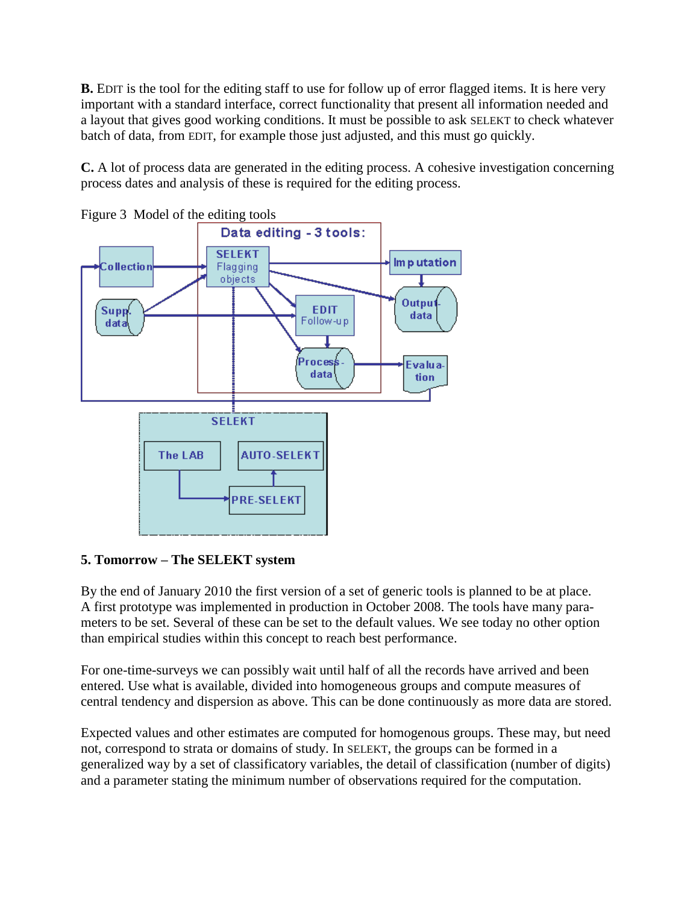**B.** EDIT is the tool for the editing staff to use for follow up of error flagged items. It is here very important with a standard interface, correct functionality that present all information needed and a layout that gives good working conditions. It must be possible to ask SELEKT to check whatever batch of data, from EDIT, for example those just adjusted, and this must go quickly.

**C.** A lot of process data are generated in the editing process. A cohesive investigation concerning process dates and analysis of these is required for the editing process.

Figure 3 Model of the editing tools

Data editing - 3 tools:

Collection

SELEKT Flagging objects

Imputation

Supp. data

EDIT Follow-up

Output-data

Process-data

Evalua-tion

SELEKT

The LAB

AUTO-SELEKT

PRE-SELEKT

## 5. Tomorrow – The SELEKT system

By the end of January 2010 the first version of a set of generic tools is planned to be at place. A first prototype was implemented in production in October 2008. The tools have many parameters to be set. Several of these can be set to the default values. We see today no other option than empirical studies within this concept to reach best performance.

For one-time-surveys we can possibly wait until half of all the records have arrived and been entered. Use what is available, divided into homogeneous groups and compute measures of central tendency and dispersion as above. This can be done continuously as more data are stored.

Expected values and other estimates are computed for homogenous groups. These may, but need not, correspond to strata or domains of study. In SELEKT, the groups can be formed in a generalized way by a set of classificatory variables, the detail of classification (number of digits) and a parameter stating the minimum number of observations required for the computation.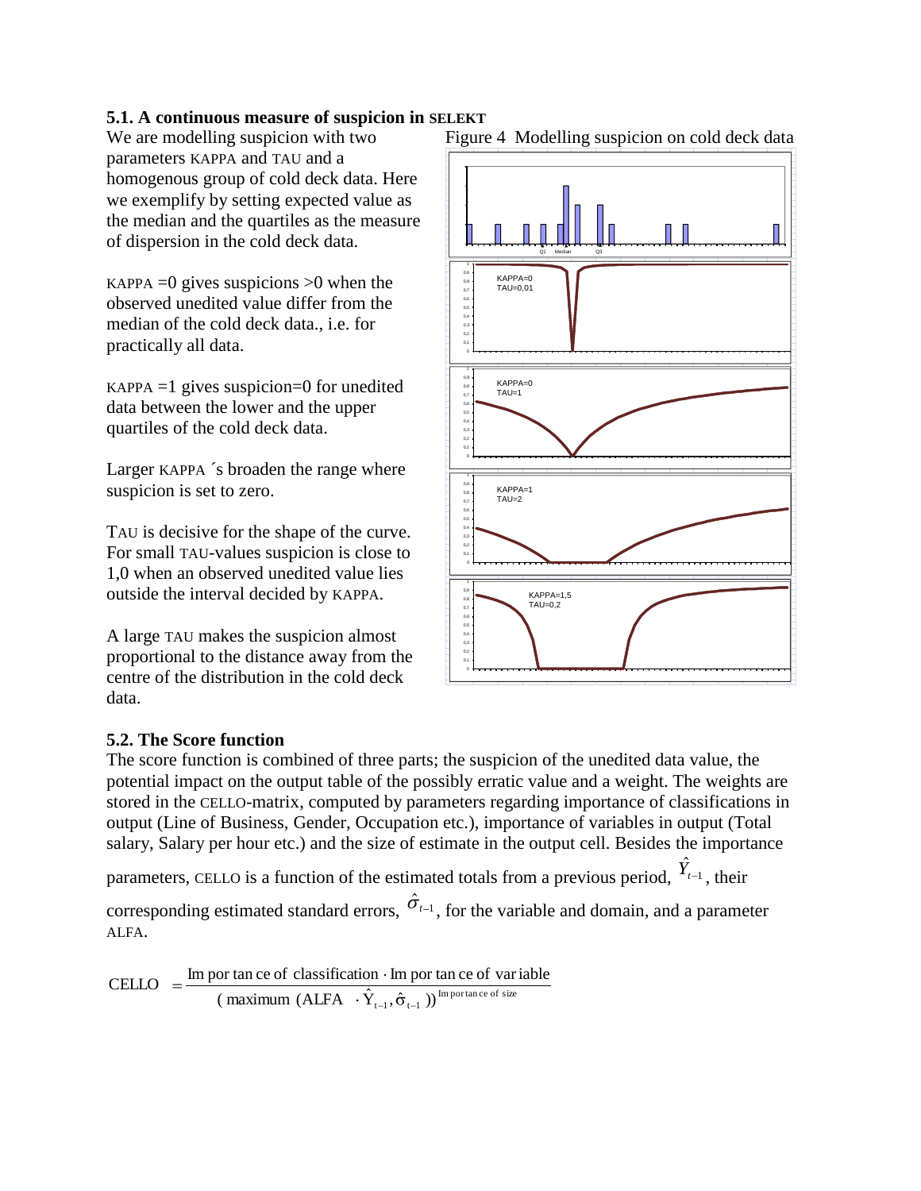### 5.1. A continuous measure of suspicion in SELEKT

We are modelling suspicion with two parameters KAPPA and TAU and a homogenous group of cold deck data. Here we exemplify by setting expected value as the median and the quartiles as the measure of dispersion in the cold deck data.

KAPPA =0 gives suspicions >0 when the observed unedited value differ from the median of the cold deck data., i.e. for practically all data.

KAPPA =1 gives suspicion=0 for unedited data between the lower and the upper quartiles of the cold deck data.

Larger KAPPA ´s broaden the range where suspicion is set to zero.

TAU is decisive for the shape of the curve. For small TAU-values suspicion is close to 1,0 when an observed unedited value lies outside the interval decided by KAPPA.

A large TAU makes the suspicion almost proportional to the distance away from the centre of the distribution in the cold deck data.

Figure 4 Modelling suspicion on cold deck data

### 5.2. The Score function

The score function is combined of three parts; the suspicion of the unedited data value, the potential impact on the output table of the possibly erratic value and a weight. The weights are stored in the CELLO-matrix, computed by parameters regarding importance of classifications in output (Line of Business, Gender, Occupation etc.), importance of variables in output (Total salary, Salary per hour etc.) and the size of estimate in the output cell. Besides the importance parameters, CELLO is a function of the estimated totals from a previous period, $\hat{Y}_{t-1}$, their corresponding estimated standard errors, $\hat{\sigma}_{t-1}$, for the variable and domain, and a parameter ALFA.

$$\text{CELLO} = \frac{\text{Importance of classification} \cdot \text{Importance of variable}}{(\text{maximum}(\text{ALFA} \cdot \hat{Y}_{t-1}, \hat{\sigma}_{t-1}))^{\text{Importance of size}}}$$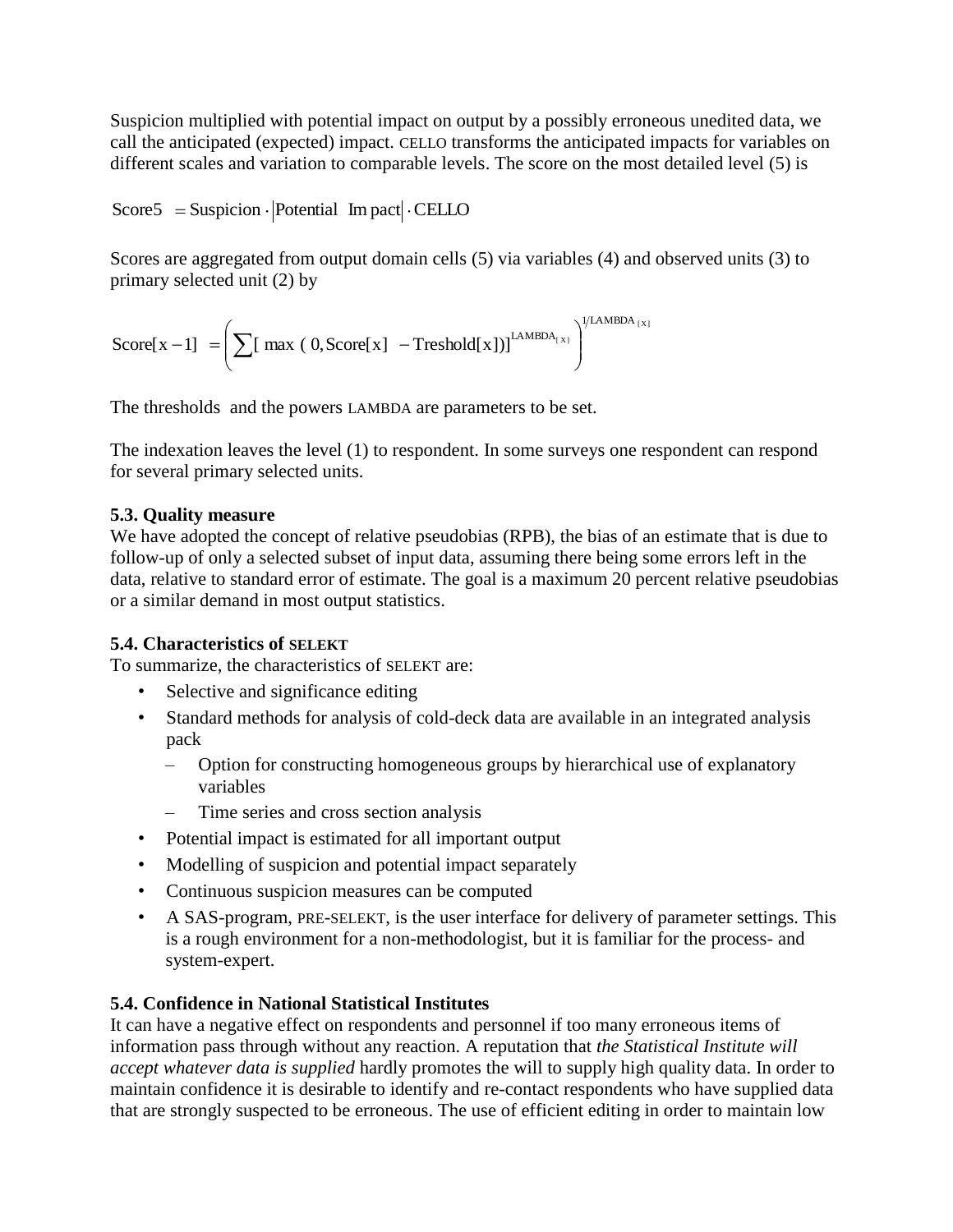Suspicion multiplied with potential impact on output by a possibly erroneous unedited data, we call the anticipated (expected) impact. CELLO transforms the anticipated impacts for variables on different scales and variation to comparable levels. The score on the most detailed level (5) is

$$\text{Score5} = \text{Suspicion} \cdot \left|\text{Potential Impact}\right| \cdot \text{CELLO}$$

Scores are aggregated from output domain cells (5) via variables (4) and observed units (3) to primary selected unit (2) by

$$\text{Score}[x-1] = \left( \sum [\max(0, \text{Score}[x] - \text{Treshold}[x])]^{\text{LAMBDA}_{[x]}} \right)^{1/\text{LAMBDA}_{[x]}}$$

The thresholds and the powers LAMBDA are parameters to be set.

The indexation leaves the level (1) to respondent. In some surveys one respondent can respond for several primary selected units.

### 5.3. Quality measure

We have adopted the concept of relative pseudobias (RPB), the bias of an estimate that is due to follow-up of only a selected subset of input data, assuming there being some errors left in the data, relative to standard error of estimate. The goal is a maximum 20 percent relative pseudobias or a similar demand in most output statistics.

### 5.4. Characteristics of SELEKT

To summarize, the characteristics of SELEKT are:

- Selective and significance editing
- Standard methods for analysis of cold-deck data are available in an integrated analysis pack
  - Option for constructing homogeneous groups by hierarchical use of explanatory variables
  - Time series and cross section analysis
- Potential impact is estimated for all important output
- Modelling of suspicion and potential impact separately
- Continuous suspicion measures can be computed
- A SAS-program, PRE-SELEKT, is the user interface for delivery of parameter settings. This is a rough environment for a non-methodologist, but it is familiar for the process- and system-expert.

### 5.4. Confidence in National Statistical Institutes

It can have a negative effect on respondents and personnel if too many erroneous items of information pass through without any reaction. A reputation that *the Statistical Institute will accept whatever data is supplied* hardly promotes the will to supply high quality data. In order to maintain confidence it is desirable to identify and re-contact respondents who have supplied data that are strongly suspected to be erroneous. The use of efficient editing in order to maintain low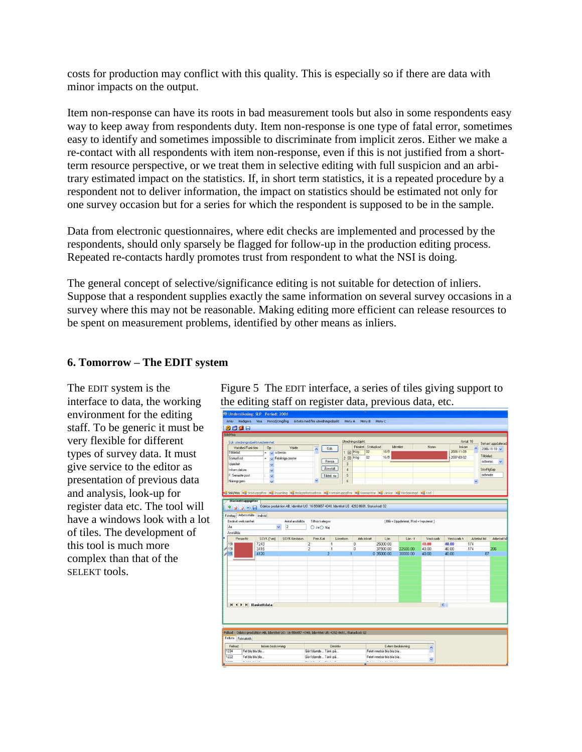costs for production may conflict with this quality. This is especially so if there are data with minor impacts on the output.

Item non-response can have its roots in bad measurement tools but also in some respondents easy way to keep away from respondents duty. Item non-response is one type of fatal error, sometimes easy to identify and sometimes impossible to discriminate from implicit zeros. Either we make a re-contact with all respondents with item non-response, even if this is not justified from a short-term resource perspective, or we treat them in selective editing with full suspicion and an arbitrary estimated impact on the statistics. If, in short term statistics, it is a repeated procedure by a respondent not to deliver information, the impact on statistics should be estimated not only for one survey occasion but for a series for which the respondent is supposed to be in the sample.

Data from electronic questionnaires, where edit checks are implemented and processed by the respondents, should only sparsely be flagged for follow-up in the production editing process. Repeated re-contacts hardly promotes trust from respondent to what the NSI is doing.

The general concept of selective/significance editing is not suitable for detection of inliers. Suppose that a respondent supplies exactly the same information on several survey occasions in a survey where this may not be reasonable. Making editing more efficient can release resources to be spent on measurement problems, identified by other means as inliers.

## 6. Tomorrow – The EDIT system

The EDIT system is the interface to data, the working environment for the editing staff. To be generic it must be very flexible for different types of survey data. It must give service to the editor as presentation of previous data and analysis, look-up for register data etc. The tool will have a windows look with a lot of tiles. The development of this tool is much more complex than that of the SELEKT tools.

Figure 5 The EDIT interface, a series of tiles giving support to the editing staff on register data, previous data, etc.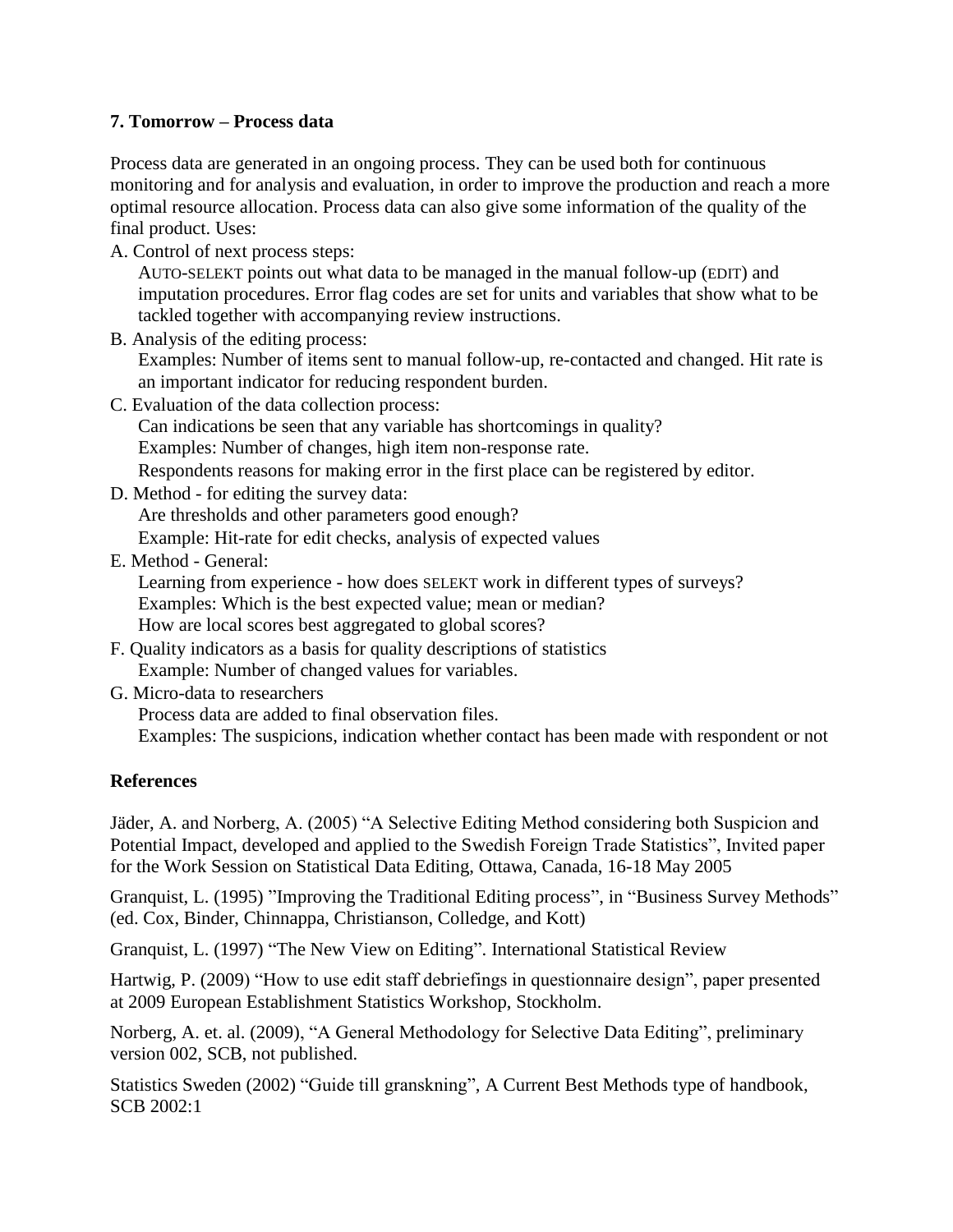**7. Tomorrow – Process data**

Process data are generated in an ongoing process. They can be used both for continuous monitoring and for analysis and evaluation, in order to improve the production and reach a more optimal resource allocation. Process data can also give some information of the quality of the final product. Uses:

A. Control of next process steps:
   AUTO-SELEKT points out what data to be managed in the manual follow-up (EDIT) and imputation procedures. Error flag codes are set for units and variables that show what to be tackled together with accompanying review instructions.

B. Analysis of the editing process:
   Examples: Number of items sent to manual follow-up, re-contacted and changed. Hit rate is an important indicator for reducing respondent burden.

C. Evaluation of the data collection process:
   Can indications be seen that any variable has shortcomings in quality?
   Examples: Number of changes, high item non-response rate.
   Respondents reasons for making error in the first place can be registered by editor.

D. Method - for editing the survey data:
   Are thresholds and other parameters good enough?
   Example: Hit-rate for edit checks, analysis of expected values

E. Method - General:
   Learning from experience - how does SELEKT work in different types of surveys?
   Examples: Which is the best expected value; mean or median?
   How are local scores best aggregated to global scores?

F. Quality indicators as a basis for quality descriptions of statistics
   Example: Number of changed values for variables.

G. Micro-data to researchers
   Process data are added to final observation files.
   Examples: The suspicions, indication whether contact has been made with respondent or not

**References**

Jäder, A. and Norberg, A. (2005) "A Selective Editing Method considering both Suspicion and Potential Impact, developed and applied to the Swedish Foreign Trade Statistics", Invited paper for the Work Session on Statistical Data Editing, Ottawa, Canada, 16-18 May 2005

Granquist, L. (1995) "Improving the Traditional Editing process", in "Business Survey Methods" (ed. Cox, Binder, Chinnappa, Christianson, Colledge, and Kott)

Granquist, L. (1997) "The New View on Editing". International Statistical Review

Hartwig, P. (2009) "How to use edit staff debriefings in questionnaire design", paper presented at 2009 European Establishment Statistics Workshop, Stockholm.

Norberg, A. et. al. (2009), "A General Methodology for Selective Data Editing", preliminary version 002, SCB, not published.

Statistics Sweden (2002) "Guide till granskning", A Current Best Methods type of handbook, SCB 2002:1